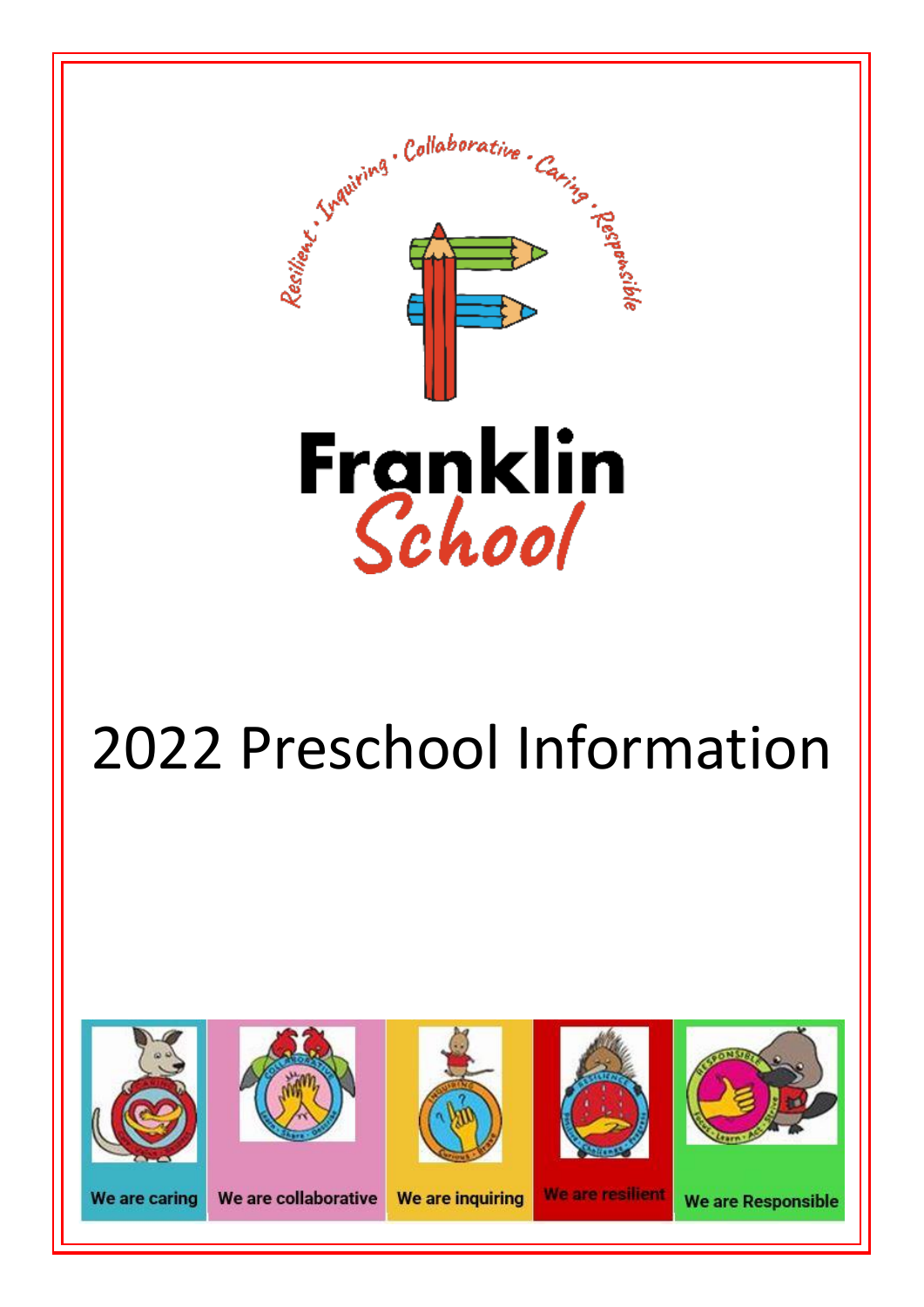Resilient • Inquiring • Collaborative • Caring • Responsible

# Franklin School

# 2022 Preschool Information

We are caring | We are collaborative | We are inquiring | We are resilient | We are Responsible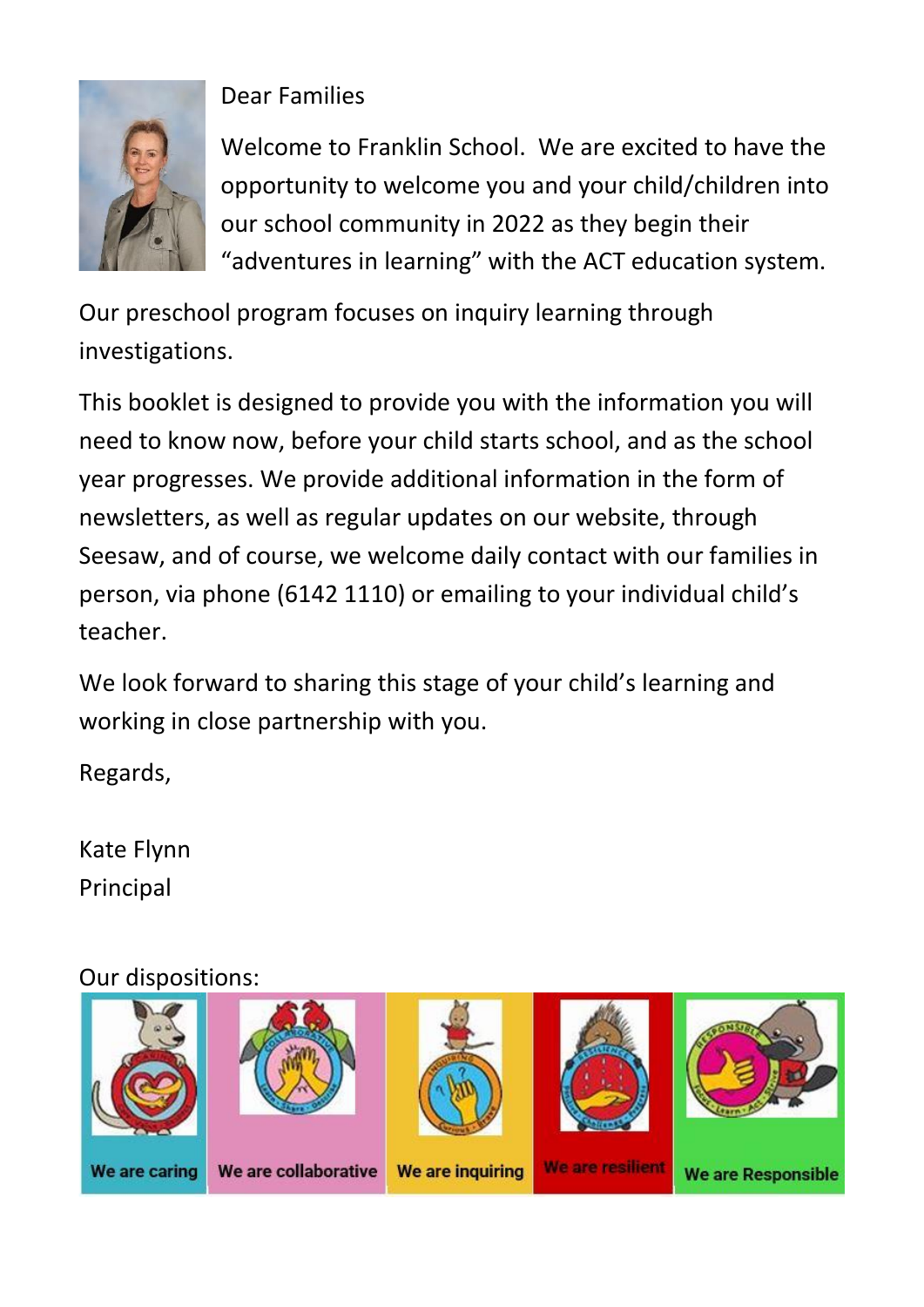Dear Families

Welcome to Franklin School. We are excited to have the opportunity to welcome you and your child/children into our school community in 2022 as they begin their "adventures in learning" with the ACT education system.

Our preschool program focuses on inquiry learning through investigations.

This booklet is designed to provide you with the information you will need to know now, before your child starts school, and as the school year progresses. We provide additional information in the form of newsletters, as well as regular updates on our website, through Seesaw, and of course, we welcome daily contact with our families in person, via phone (6142 1110) or emailing to your individual child's teacher.

We look forward to sharing this stage of your child's learning and working in close partnership with you.

Regards,

Kate Flynn
Principal

Our dispositions:

| We are caring | We are collaborative | We are inquiring | We are resilient | We are Responsible |
|---|---|---|---|---|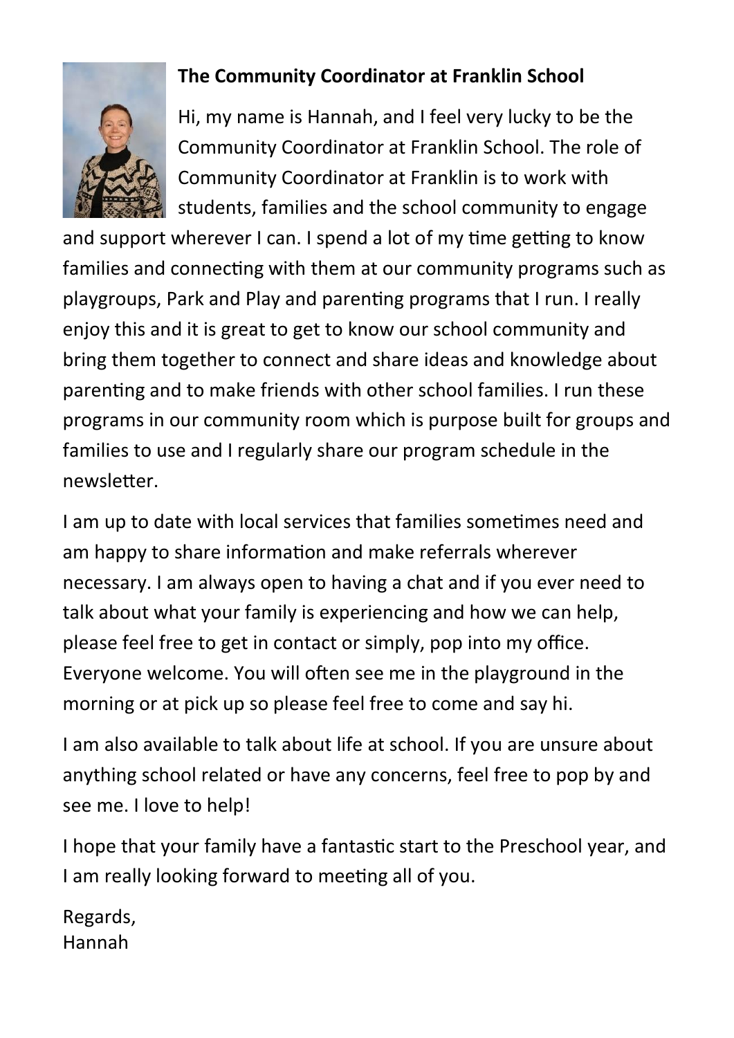**The Community Coordinator at Franklin School**

Hi, my name is Hannah, and I feel very lucky to be the Community Coordinator at Franklin School. The role of Community Coordinator at Franklin is to work with students, families and the school community to engage and support wherever I can. I spend a lot of my time getting to know families and connecting with them at our community programs such as playgroups, Park and Play and parenting programs that I run. I really enjoy this and it is great to get to know our school community and bring them together to connect and share ideas and knowledge about parenting and to make friends with other school families. I run these programs in our community room which is purpose built for groups and families to use and I regularly share our program schedule in the newsletter.

I am up to date with local services that families sometimes need and am happy to share information and make referrals wherever necessary. I am always open to having a chat and if you ever need to talk about what your family is experiencing and how we can help, please feel free to get in contact or simply, pop into my office. Everyone welcome. You will often see me in the playground in the morning or at pick up so please feel free to come and say hi.

I am also available to talk about life at school. If you are unsure about anything school related or have any concerns, feel free to pop by and see me. I love to help!

I hope that your family have a fantastic start to the Preschool year, and I am really looking forward to meeting all of you.

Regards,
Hannah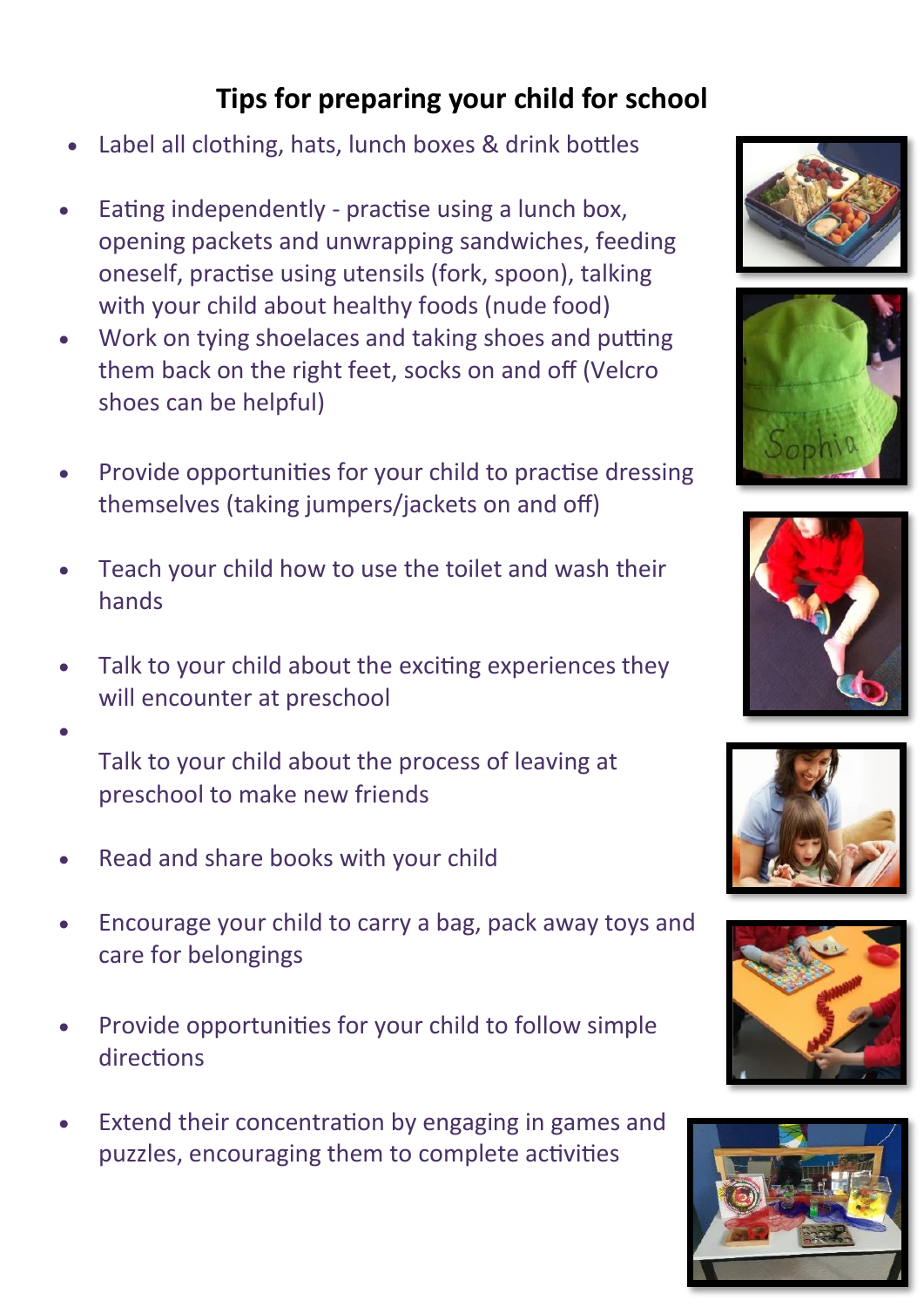## Tips for preparing your child for school

- Label all clothing, hats, lunch boxes & drink bottles
- Eating independently - practise using a lunch box, opening packets and unwrapping sandwiches, feeding oneself, practise using utensils (fork, spoon), talking with your child about healthy foods (nude food)
- Work on tying shoelaces and taking shoes and putting them back on the right feet, socks on and off (Velcro shoes can be helpful)
- Provide opportunities for your child to practise dressing themselves (taking jumpers/jackets on and off)
- Teach your child how to use the toilet and wash their hands
- Talk to your child about the exciting experiences they will encounter at preschool
- Talk to your child about the process of leaving at preschool to make new friends
- Read and share books with your child
- Encourage your child to carry a bag, pack away toys and care for belongings
- Provide opportunities for your child to follow simple directions
- Extend their concentration by engaging in games and puzzles, encouraging them to complete activities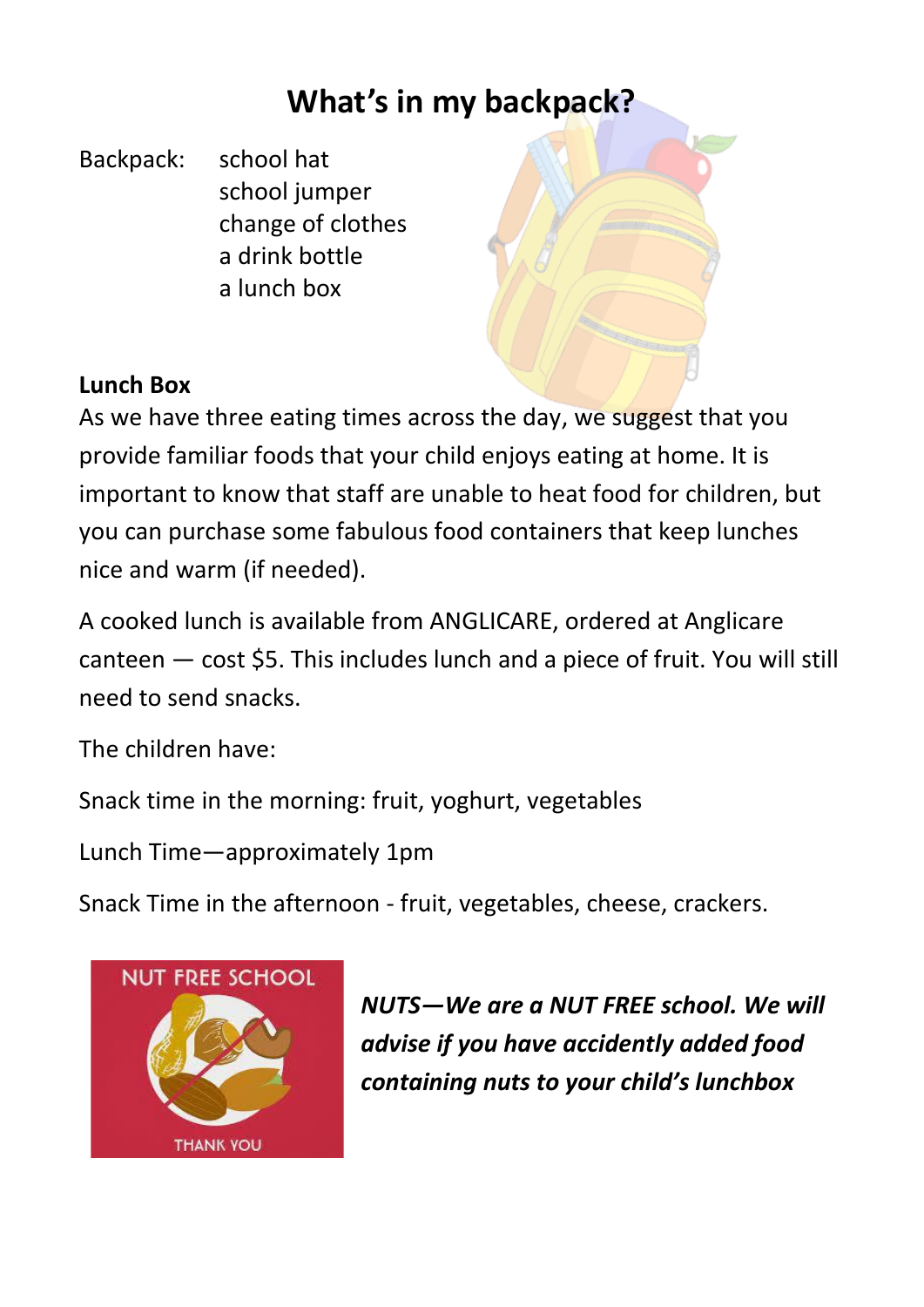# What's in my backpack?

Backpack:
- school hat
- school jumper
- change of clothes
- a drink bottle
- a lunch box

**Lunch Box**

As we have three eating times across the day, we suggest that you provide familiar foods that your child enjoys eating at home. It is important to know that staff are unable to heat food for children, but you can purchase some fabulous food containers that keep lunches nice and warm (if needed).

A cooked lunch is available from ANGLICARE, ordered at Anglicare canteen — cost $5. This includes lunch and a piece of fruit. You will still need to send snacks.

The children have:

Snack time in the morning: fruit, yoghurt, vegetables

Lunch Time—approximately 1pm

Snack Time in the afternoon - fruit, vegetables, cheese, crackers.

NUT FREE SCHOOL

THANK YOU

***NUTS—We are a NUT FREE school. We will advise if you have accidently added food containing nuts to your child's lunchbox***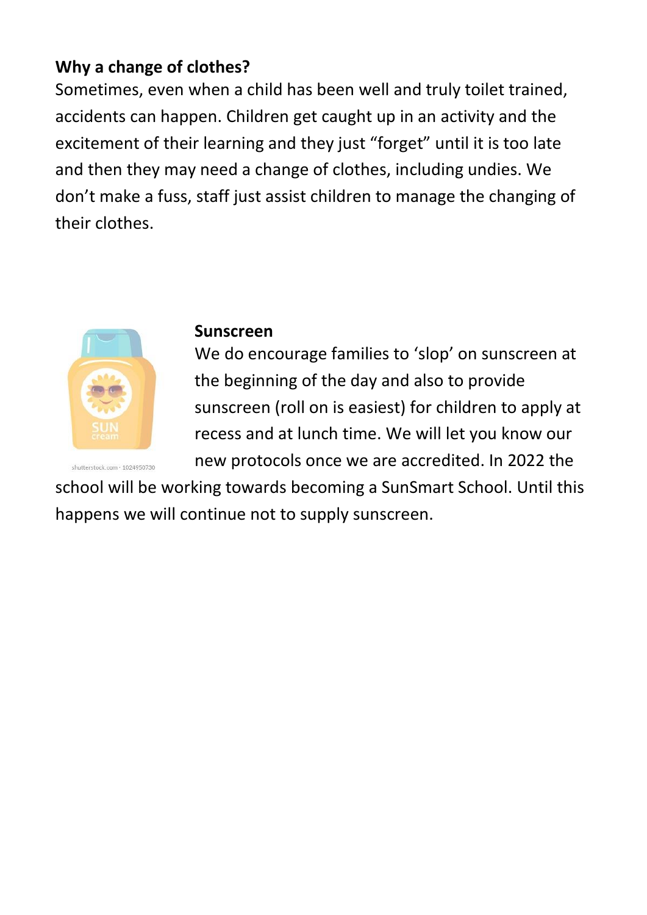**Why a change of clothes?**

Sometimes, even when a child has been well and truly toilet trained, accidents can happen. Children get caught up in an activity and the excitement of their learning and they just “forget” until it is too late and then they may need a change of clothes, including undies. We don’t make a fuss, staff just assist children to manage the changing of their clothes.

**Sunscreen**

We do encourage families to ‘slop’ on sunscreen at the beginning of the day and also to provide sunscreen (roll on is easiest) for children to apply at recess and at lunch time. We will let you know our new protocols once we are accredited. In 2022 the school will be working towards becoming a SunSmart School. Until this happens we will continue not to supply sunscreen.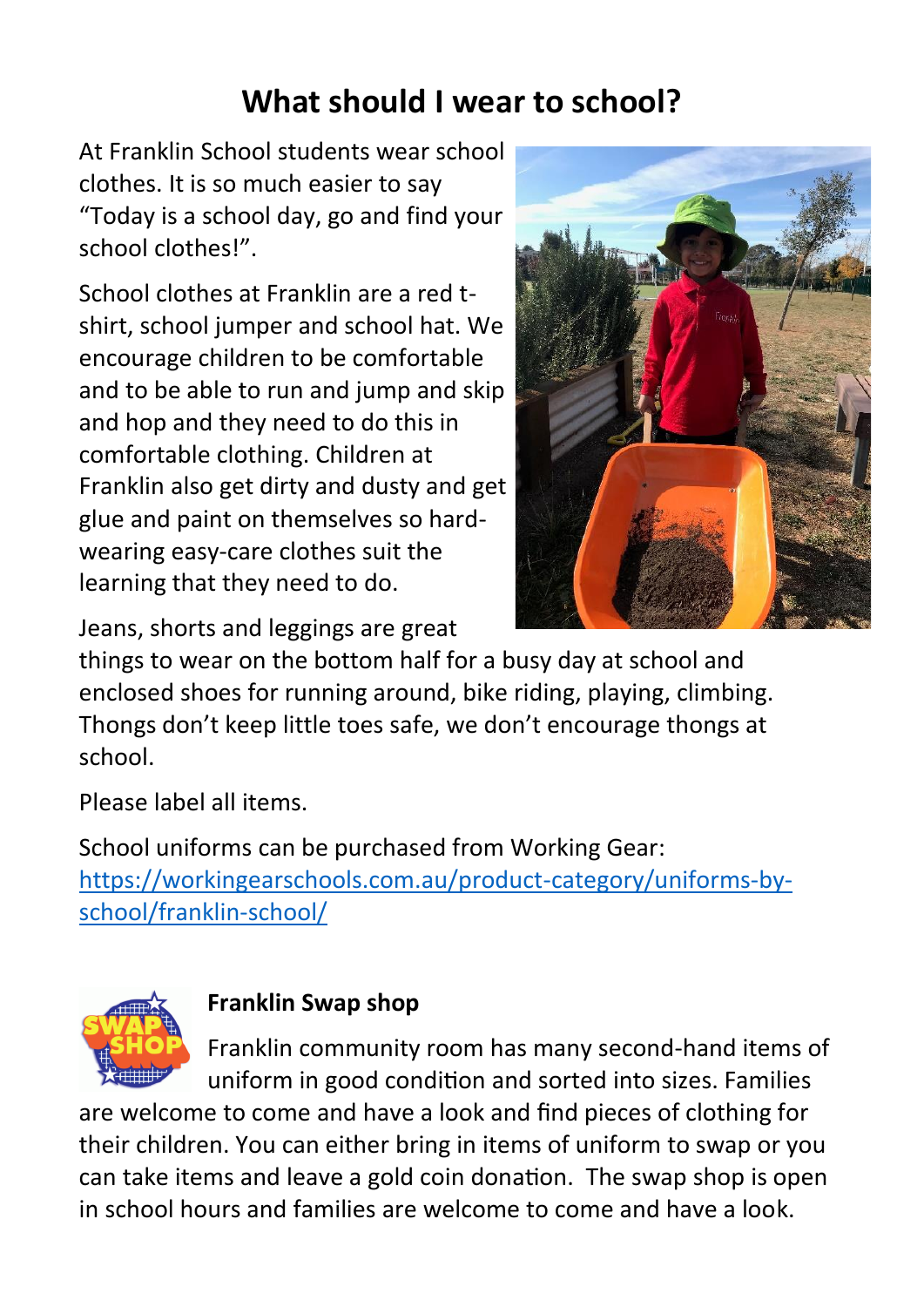# What should I wear to school?

At Franklin School students wear school clothes. It is so much easier to say "Today is a school day, go and find your school clothes!".

School clothes at Franklin are a red t-shirt, school jumper and school hat. We encourage children to be comfortable and to be able to run and jump and skip and hop and they need to do this in comfortable clothing. Children at Franklin also get dirty and dusty and get glue and paint on themselves so hard-wearing easy-care clothes suit the learning that they need to do.

Jeans, shorts and leggings are great things to wear on the bottom half for a busy day at school and enclosed shoes for running around, bike riding, playing, climbing. Thongs don't keep little toes safe, we don't encourage thongs at school.

Please label all items.

School uniforms can be purchased from Working Gear: [https://workingearschools.com.au/product-category/uniforms-by-school/franklin-school/](https://workingearschools.com.au/product-category/uniforms-by-school/franklin-school/)

**Franklin Swap shop**

Franklin community room has many second-hand items of uniform in good condition and sorted into sizes. Families are welcome to come and have a look and find pieces of clothing for their children. You can either bring in items of uniform to swap or you can take items and leave a gold coin donation. The swap shop is open in school hours and families are welcome to come and have a look.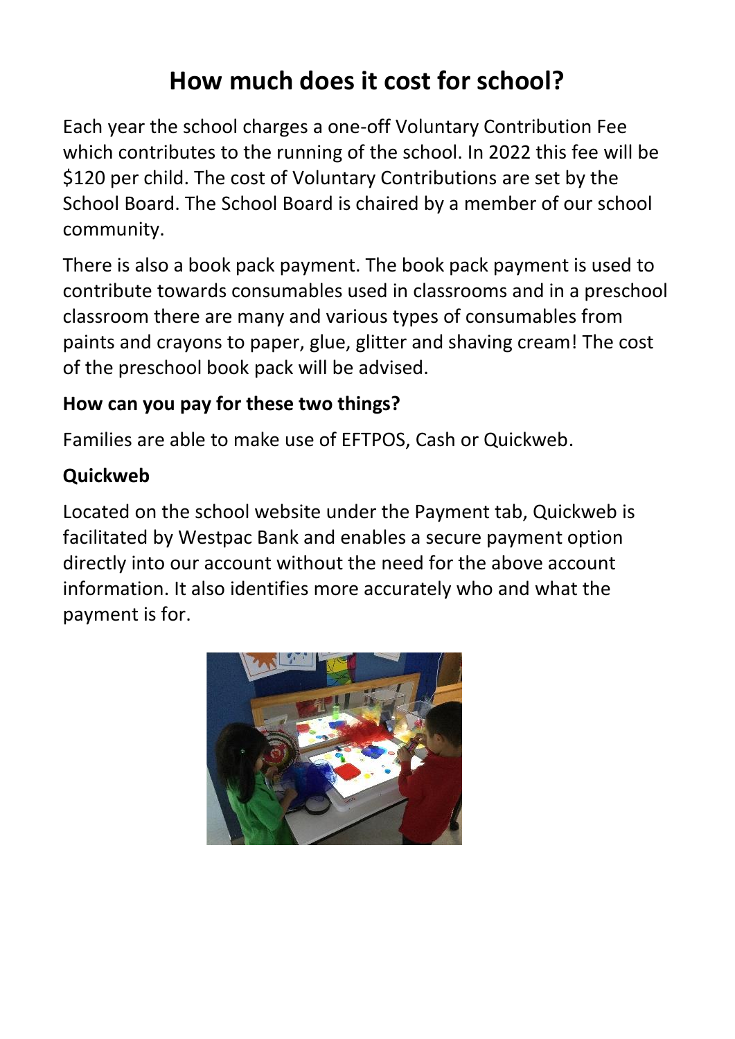# How much does it cost for school?

Each year the school charges a one-off Voluntary Contribution Fee which contributes to the running of the school. In 2022 this fee will be $120 per child. The cost of Voluntary Contributions are set by the School Board. The School Board is chaired by a member of our school community.

There is also a book pack payment. The book pack payment is used to contribute towards consumables used in classrooms and in a preschool classroom there are many and various types of consumables from paints and crayons to paper, glue, glitter and shaving cream! The cost of the preschool book pack will be advised.

### How can you pay for these two things?

Families are able to make use of EFTPOS, Cash or Quickweb.

### Quickweb

Located on the school website under the Payment tab, Quickweb is facilitated by Westpac Bank and enables a secure payment option directly into our account without the need for the above account information. It also identifies more accurately who and what the payment is for.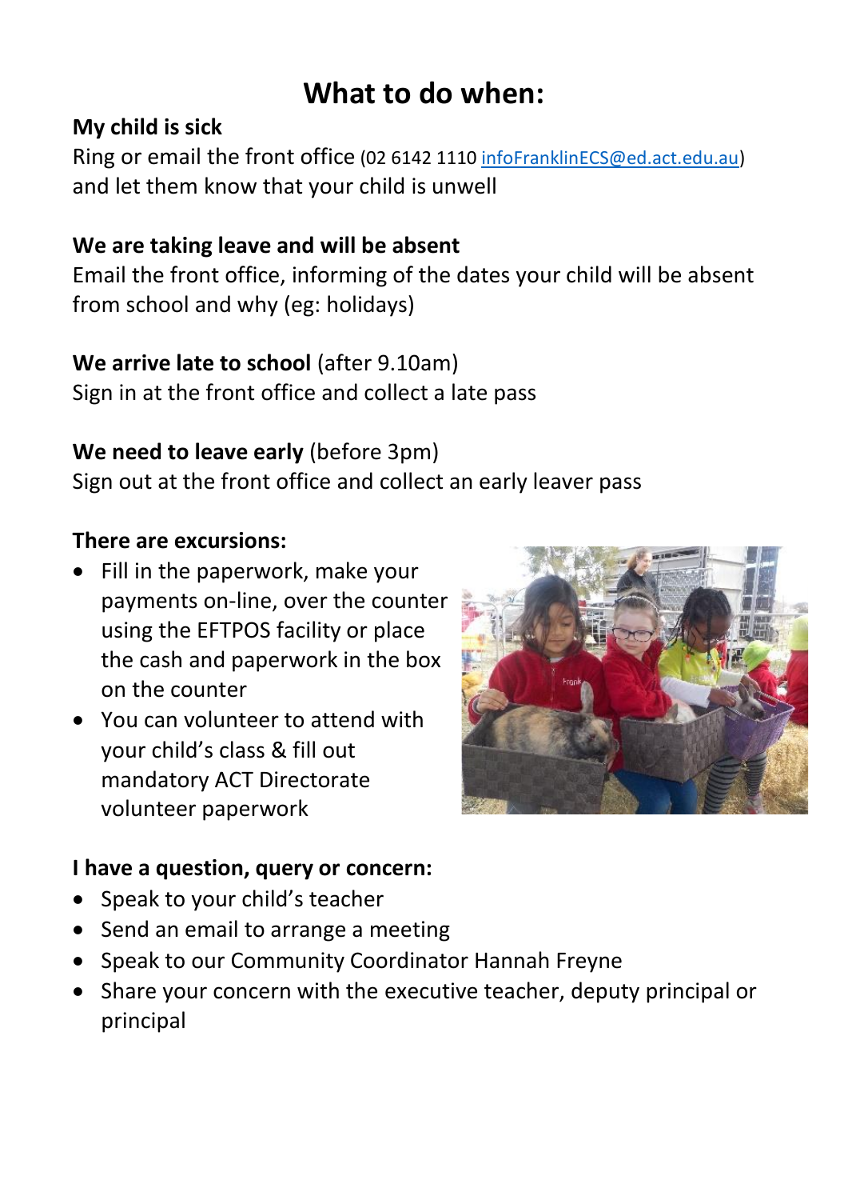# What to do when:

**My child is sick**
Ring or email the front office (02 6142 1110 infoFranklinECS@ed.act.edu.au) and let them know that your child is unwell

**We are taking leave and will be absent**
Email the front office, informing of the dates your child will be absent from school and why (eg: holidays)

**We arrive late to school** (after 9.10am)
Sign in at the front office and collect a late pass

**We need to leave early** (before 3pm)
Sign out at the front office and collect an early leaver pass

**There are excursions:**

- Fill in the paperwork, make your payments on-line, over the counter using the EFTPOS facility or place the cash and paperwork in the box on the counter
- You can volunteer to attend with your child's class & fill out mandatory ACT Directorate volunteer paperwork

**I have a question, query or concern:**

- Speak to your child's teacher
- Send an email to arrange a meeting
- Speak to our Community Coordinator Hannah Freyne
- Share your concern with the executive teacher, deputy principal or principal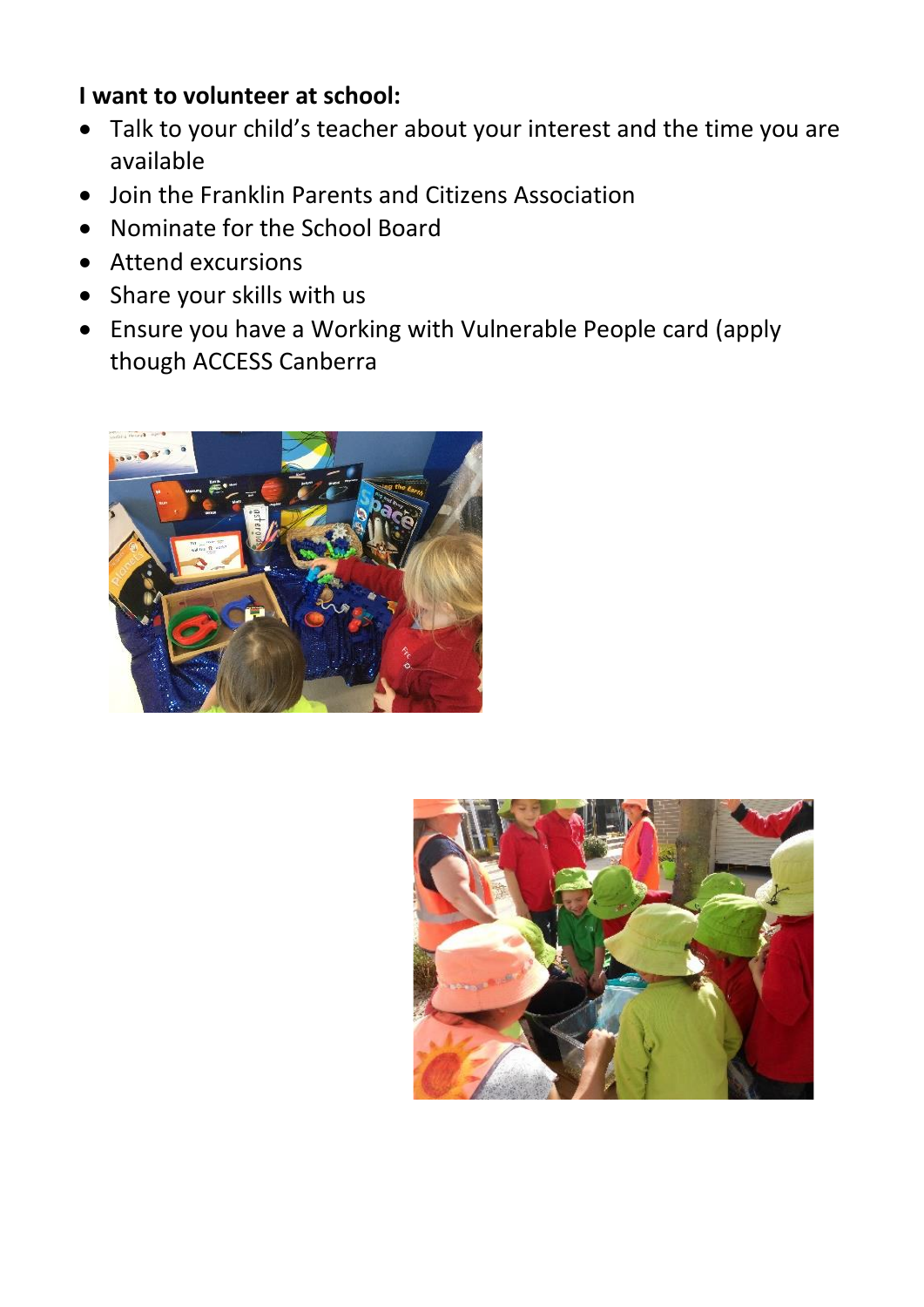**I want to volunteer at school:**

- Talk to your child's teacher about your interest and the time you are available
- Join the Franklin Parents and Citizens Association
- Nominate for the School Board
- Attend excursions
- Share your skills with us
- Ensure you have a Working with Vulnerable People card (apply though ACCESS Canberra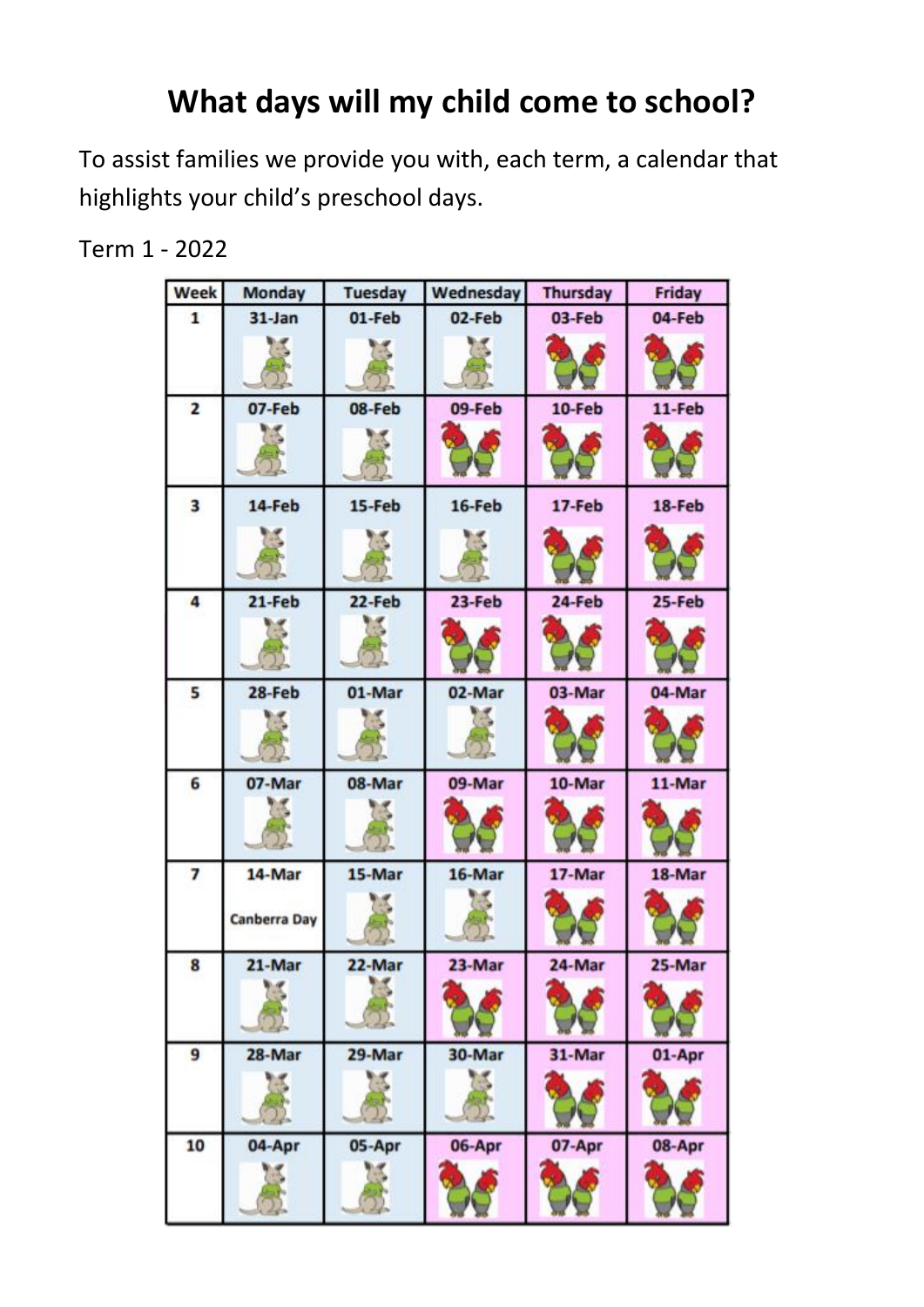# What days will my child come to school?

To assist families we provide you with, each term, a calendar that highlights your child's preschool days.

Term 1 - 2022

| Week | Monday | Tuesday | Wednesday | Thursday | Friday |
|---|---|---|---|---|---|
| 1 | 31-Jan | 01-Feb | 02-Feb | 03-Feb | 04-Feb |
| 2 | 07-Feb | 08-Feb | 09-Feb | 10-Feb | 11-Feb |
| 3 | 14-Feb | 15-Feb | 16-Feb | 17-Feb | 18-Feb |
| 4 | 21-Feb | 22-Feb | 23-Feb | 24-Feb | 25-Feb |
| 5 | 28-Feb | 01-Mar | 02-Mar | 03-Mar | 04-Mar |
| 6 | 07-Mar | 08-Mar | 09-Mar | 10-Mar | 11-Mar |
| 7 | 14-Mar Canberra Day | 15-Mar | 16-Mar | 17-Mar | 18-Mar |
| 8 | 21-Mar | 22-Mar | 23-Mar | 24-Mar | 25-Mar |
| 9 | 28-Mar | 29-Mar | 30-Mar | 31-Mar | 01-Apr |
| 10 | 04-Apr | 05-Apr | 06-Apr | 07-Apr | 08-Apr |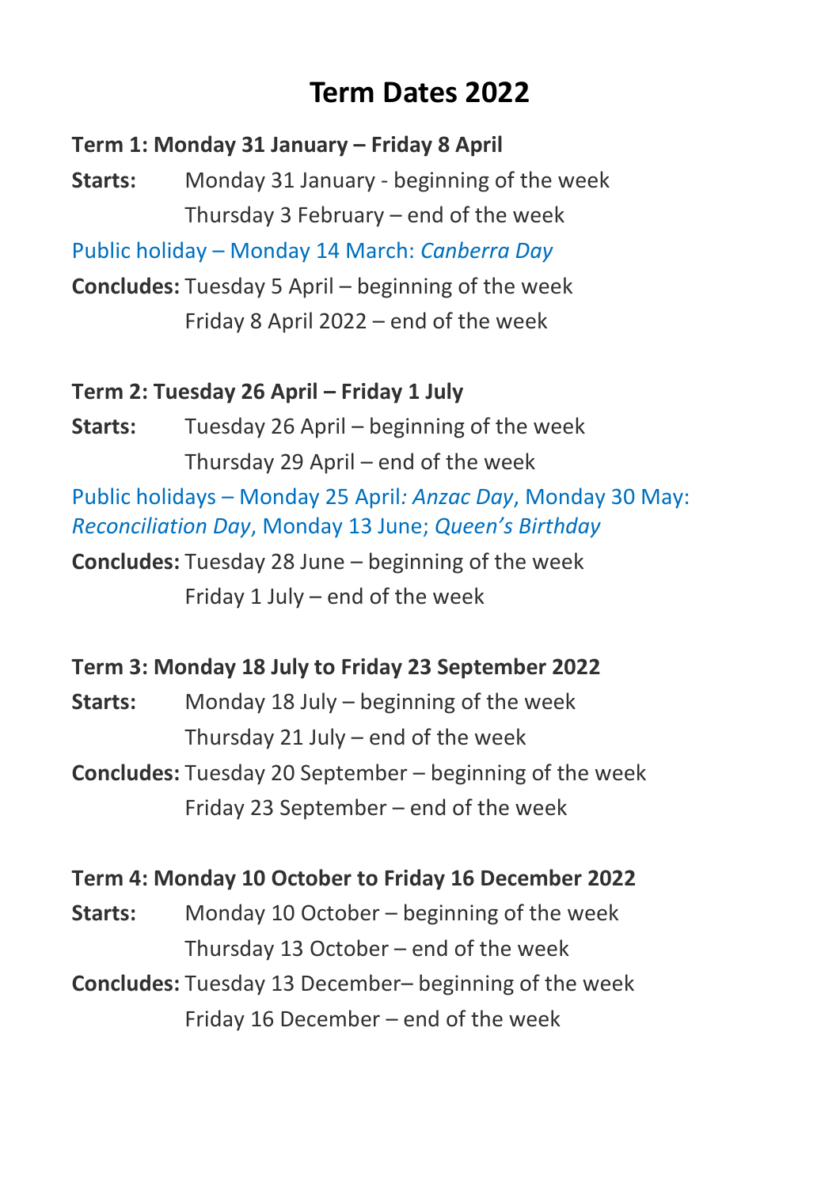# Term Dates 2022

**Term 1: Monday 31 January – Friday 8 April**

**Starts:** Monday 31 January - beginning of the week
Thursday 3 February – end of the week

Public holiday – Monday 14 March: *Canberra Day*

**Concludes:** Tuesday 5 April – beginning of the week
Friday 8 April 2022 – end of the week

**Term 2: Tuesday 26 April – Friday 1 July**

**Starts:** Tuesday 26 April – beginning of the week
Thursday 29 April – end of the week

Public holidays – Monday 25 April*: Anzac Day*, Monday 30 May: *Reconciliation Day*, Monday 13 June; *Queen's Birthday*

**Concludes:** Tuesday 28 June – beginning of the week
Friday 1 July – end of the week

**Term 3: Monday 18 July to Friday 23 September 2022**

**Starts:** Monday 18 July – beginning of the week
Thursday 21 July – end of the week

**Concludes:** Tuesday 20 September – beginning of the week
Friday 23 September – end of the week

**Term 4: Monday 10 October to Friday 16 December 2022**

**Starts:** Monday 10 October – beginning of the week
Thursday 13 October – end of the week

**Concludes:** Tuesday 13 December– beginning of the week
Friday 16 December – end of the week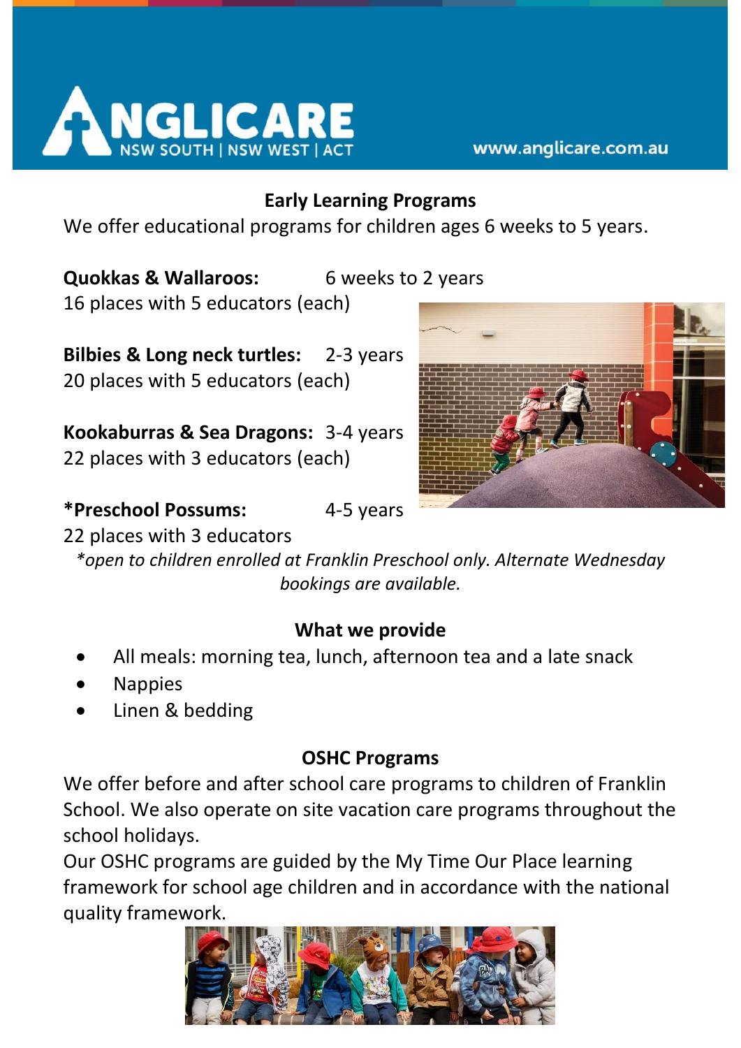# ANGLICARE
NSW SOUTH | NSW WEST | ACT

www.anglicare.com.au

## Early Learning Programs

We offer educational programs for children ages 6 weeks to 5 years.

**Quokkas & Wallaroos:** 6 weeks to 2 years
16 places with 5 educators (each)

**Bilbies & Long neck turtles:** 2-3 years
20 places with 5 educators (each)

**Kookaburras & Sea Dragons:** 3-4 years
22 places with 3 educators (each)

**\*Preschool Possums:** 4-5 years
22 places with 3 educators

*\*open to children enrolled at Franklin Preschool only. Alternate Wednesday bookings are available.*

## What we provide

- All meals: morning tea, lunch, afternoon tea and a late snack
- Nappies
- Linen & bedding

## OSHC Programs

We offer before and after school care programs to children of Franklin School. We also operate on site vacation care programs throughout the school holidays.

Our OSHC programs are guided by the My Time Our Place learning framework for school age children and in accordance with the national quality framework.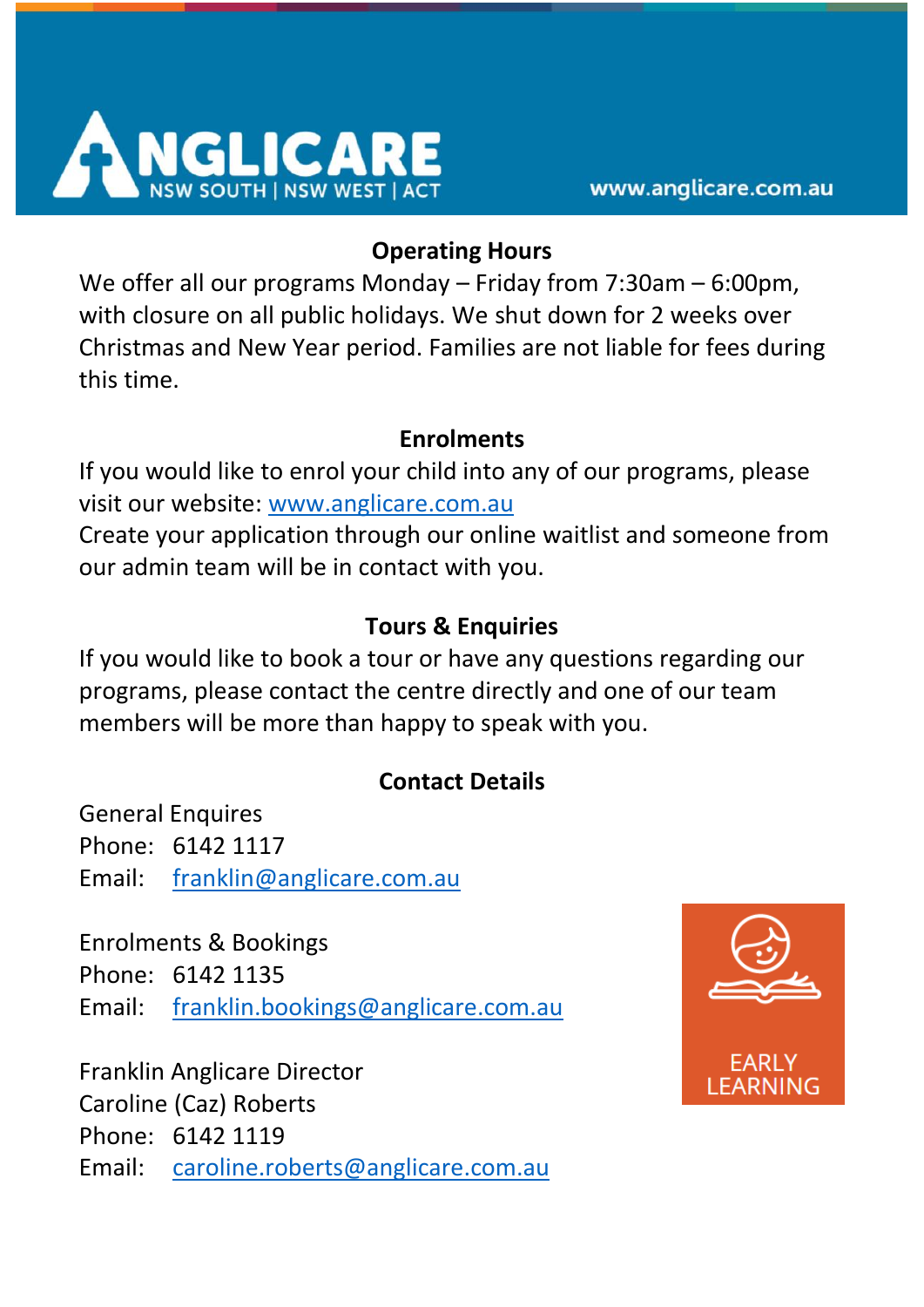## Operating Hours

We offer all our programs Monday – Friday from 7:30am – 6:00pm, with closure on all public holidays. We shut down for 2 weeks over Christmas and New Year period. Families are not liable for fees during this time.

## Enrolments

If you would like to enrol your child into any of our programs, please visit our website: [www.anglicare.com.au](http://www.anglicare.com.au)
Create your application through our online waitlist and someone from our admin team will be in contact with you.

## Tours & Enquiries

If you would like to book a tour or have any questions regarding our programs, please contact the centre directly and one of our team members will be more than happy to speak with you.

## Contact Details

General Enquires
Phone: 6142 1117
Email: [franklin@anglicare.com.au](mailto:franklin@anglicare.com.au)

Enrolments & Bookings
Phone: 6142 1135
Email: [franklin.bookings@anglicare.com.au](mailto:franklin.bookings@anglicare.com.au)

Franklin Anglicare Director
Caroline (Caz) Roberts
Phone: 6142 1119
Email: [caroline.roberts@anglicare.com.au](mailto:caroline.roberts@anglicare.com.au)